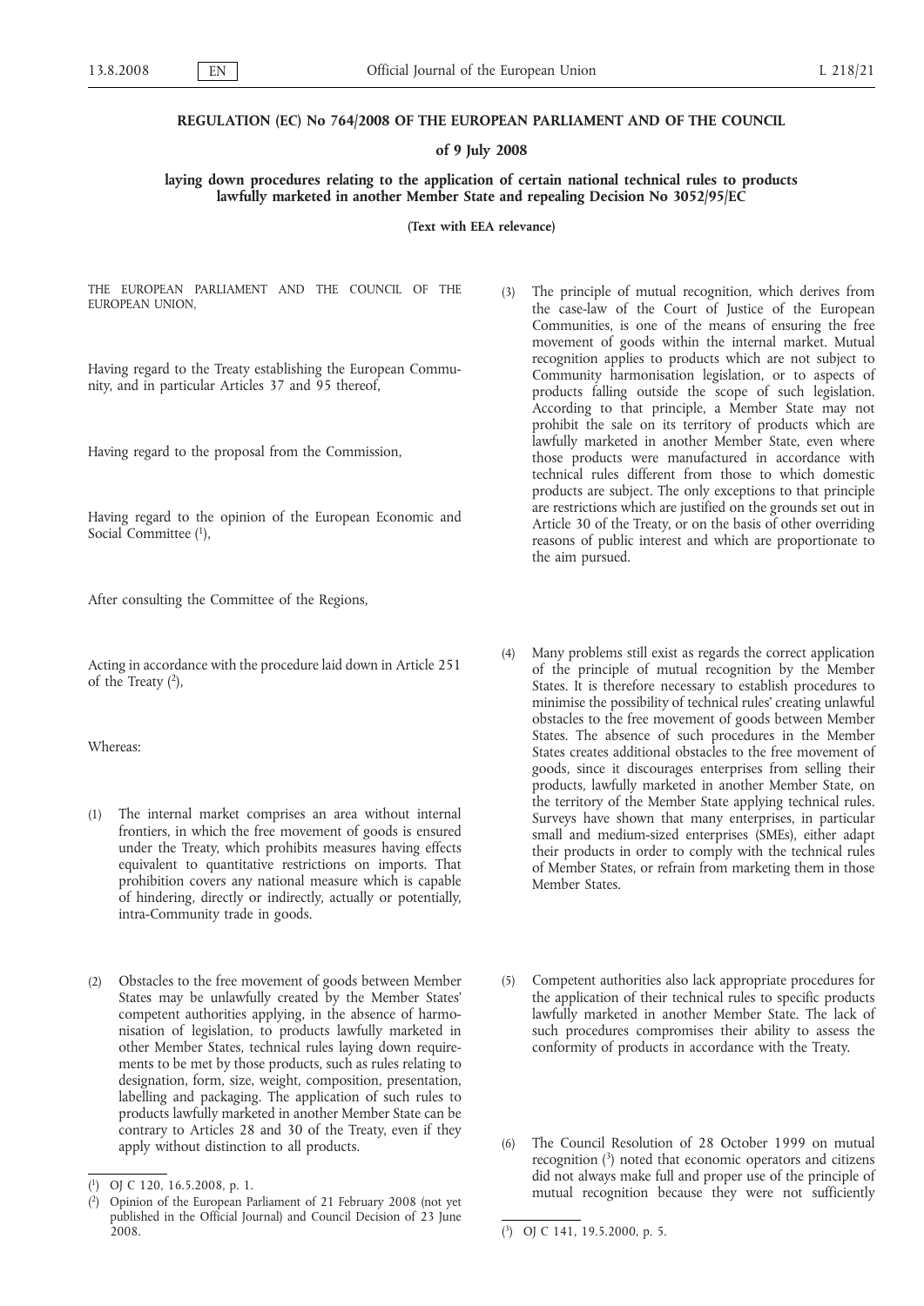# REGULATION (EC) No 764/2008 OF THE EUROPEAN PARLIAMENT AND OF THE COUNCIL

## of 9 July 2008

## laying down procedures relating to the application of certain national technical rules to products lawfully marketed in another Member State and repealing Decision No 3052/95/EC

**(Text with EEA relevance)**

THE EUROPEAN PARLIAMENT AND THE COUNCIL OF THE EUROPEAN UNION,

Having regard to the Treaty establishing the European Community, and in particular Articles 37 and 95 thereof,

Having regard to the proposal from the Commission,

Having regard to the opinion of the European Economic and Social Committee [1],

After consulting the Committee of the Regions,

Acting in accordance with the procedure laid down in Article 251 of the Treaty [2],

Whereas:

(1) The internal market comprises an area without internal frontiers, in which the free movement of goods is ensured under the Treaty, which prohibits measures having effects equivalent to quantitative restrictions on imports. That prohibition covers any national measure which is capable of hindering, directly or indirectly, actually or potentially, intra-Community trade in goods.

(2) Obstacles to the free movement of goods between Member States may be unlawfully created by the Member States' competent authorities applying, in the absence of harmonisation of legislation, to products lawfully marketed in other Member States, technical rules laying down requirements to be met by those products, such as rules relating to designation, form, size, weight, composition, presentation, labelling and packaging. The application of such rules to products lawfully marketed in another Member State can be contrary to Articles 28 and 30 of the Treaty, even if they apply without distinction to all products.

(3) The principle of mutual recognition, which derives from the case-law of the Court of Justice of the European Communities, is one of the means of ensuring the free movement of goods within the internal market. Mutual recognition applies to products which are not subject to Community harmonisation legislation, or to aspects of products falling outside the scope of such legislation. According to that principle, a Member State may not prohibit the sale on its territory of products which are lawfully marketed in another Member State, even where those products were manufactured in accordance with technical rules different from those to which domestic products are subject. The only exceptions to that principle are restrictions which are justified on the grounds set out in Article 30 of the Treaty, or on the basis of other overriding reasons of public interest and which are proportionate to the aim pursued.

(4) Many problems still exist as regards the correct application of the principle of mutual recognition by the Member States. It is therefore necessary to establish procedures to minimise the possibility of technical rules' creating unlawful obstacles to the free movement of goods between Member States. The absence of such procedures in the Member States creates additional obstacles to the free movement of goods, since it discourages enterprises from selling their products, lawfully marketed in another Member State, on the territory of the Member State applying technical rules. Surveys have shown that many enterprises, in particular small and medium-sized enterprises (SMEs), either adapt their products in order to comply with the technical rules of Member States, or refrain from marketing them in those Member States.

(5) Competent authorities also lack appropriate procedures for the application of their technical rules to specific products lawfully marketed in another Member State. The lack of such procedures compromises their ability to assess the conformity of products in accordance with the Treaty.

(6) The Council Resolution of 28 October 1999 on mutual recognition [3] noted that economic operators and citizens did not always make full and proper use of the principle of mutual recognition because they were not sufficiently

---

[1] OJ C 120, 16.5.2008, p. 1.

[2] Opinion of the European Parliament of 21 February 2008 (not yet published in the Official Journal) and Council Decision of 23 June 2008.

[3] OJ C 141, 19.5.2000, p. 5.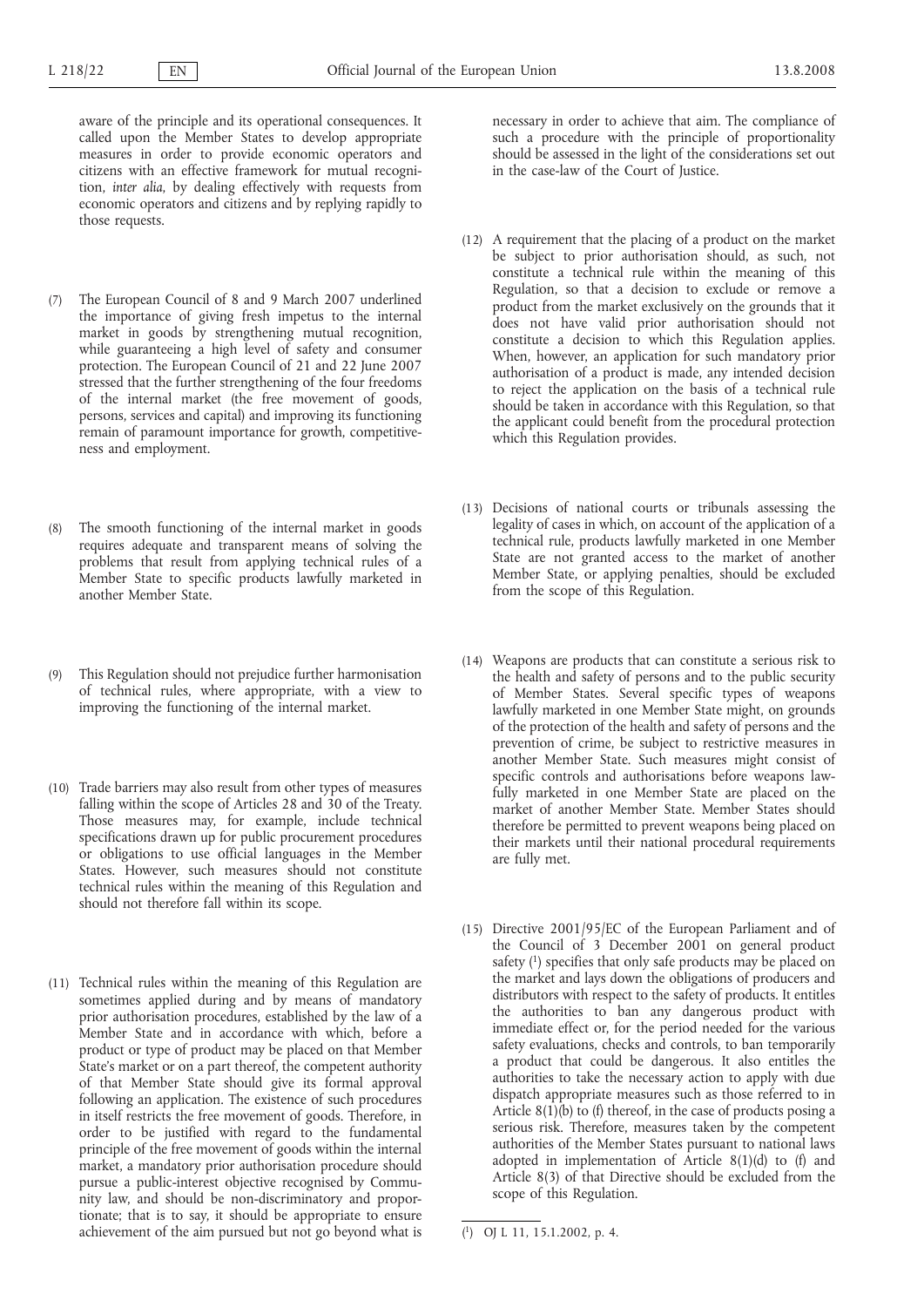aware of the principle and its operational consequences. It called upon the Member States to develop appropriate measures in order to provide economic operators and citizens with an effective framework for mutual recognition, *inter alia*, by dealing effectively with requests from economic operators and citizens and by replying rapidly to those requests.

(7) The European Council of 8 and 9 March 2007 underlined the importance of giving fresh impetus to the internal market in goods by strengthening mutual recognition, while guaranteeing a high level of safety and consumer protection. The European Council of 21 and 22 June 2007 stressed that the further strengthening of the four freedoms of the internal market (the free movement of goods, persons, services and capital) and improving its functioning remain of paramount importance for growth, competitiveness and employment.

(8) The smooth functioning of the internal market in goods requires adequate and transparent means of solving the problems that result from applying technical rules of a Member State to specific products lawfully marketed in another Member State.

(9) This Regulation should not prejudice further harmonisation of technical rules, where appropriate, with a view to improving the functioning of the internal market.

(10) Trade barriers may also result from other types of measures falling within the scope of Articles 28 and 30 of the Treaty. Those measures may, for example, include technical specifications drawn up for public procurement procedures or obligations to use official languages in the Member States. However, such measures should not constitute technical rules within the meaning of this Regulation and should not therefore fall within its scope.

(11) Technical rules within the meaning of this Regulation are sometimes applied during and by means of mandatory prior authorisation procedures, established by the law of a Member State and in accordance with which, before a product or type of product may be placed on that Member State's market or on a part thereof, the competent authority of that Member State should give its formal approval following an application. The existence of such procedures in itself restricts the free movement of goods. Therefore, in order to be justified with regard to the fundamental principle of the free movement of goods within the internal market, a mandatory prior authorisation procedure should pursue a public-interest objective recognised by Community law, and should be non-discriminatory and proportionate; that is to say, it should be appropriate to ensure achievement of the aim pursued but not go beyond what is necessary in order to achieve that aim. The compliance of such a procedure with the principle of proportionality should be assessed in the light of the considerations set out in the case-law of the Court of Justice.

(12) A requirement that the placing of a product on the market be subject to prior authorisation should, as such, not constitute a technical rule within the meaning of this Regulation, so that a decision to exclude or remove a product from the market exclusively on the grounds that it does not have valid prior authorisation should not constitute a decision to which this Regulation applies. When, however, an application for such mandatory prior authorisation of a product is made, any intended decision to reject the application on the basis of a technical rule should be taken in accordance with this Regulation, so that the applicant could benefit from the procedural protection which this Regulation provides.

(13) Decisions of national courts or tribunals assessing the legality of cases in which, on account of the application of a technical rule, products lawfully marketed in one Member State are not granted access to the market of another Member State, or applying penalties, should be excluded from the scope of this Regulation.

(14) Weapons are products that can constitute a serious risk to the health and safety of persons and to the public security of Member States. Several specific types of weapons lawfully marketed in one Member State might, on grounds of the protection of the health and safety of persons and the prevention of crime, be subject to restrictive measures in another Member State. Such measures might consist of specific controls and authorisations before weapons lawfully marketed in one Member State are placed on the market of another Member State. Member States should therefore be permitted to prevent weapons being placed on their markets until their national procedural requirements are fully met.

(15) Directive 2001/95/EC of the European Parliament and of the Council of 3 December 2001 on general product safety [1] specifies that only safe products may be placed on the market and lays down the obligations of producers and distributors with respect to the safety of products. It entitles the authorities to ban any dangerous product with immediate effect or, for the period needed for the various safety evaluations, checks and controls, to ban temporarily a product that could be dangerous. It also entitles the authorities to take the necessary action to apply with due dispatch appropriate measures such as those referred to in Article 8(1)(b) to (f) thereof, in the case of products posing a serious risk. Therefore, measures taken by the competent authorities of the Member States pursuant to national laws adopted in implementation of Article 8(1)(d) to (f) and Article 8(3) of that Directive should be excluded from the scope of this Regulation.

[1] OJ L 11, 15.1.2002, p. 4.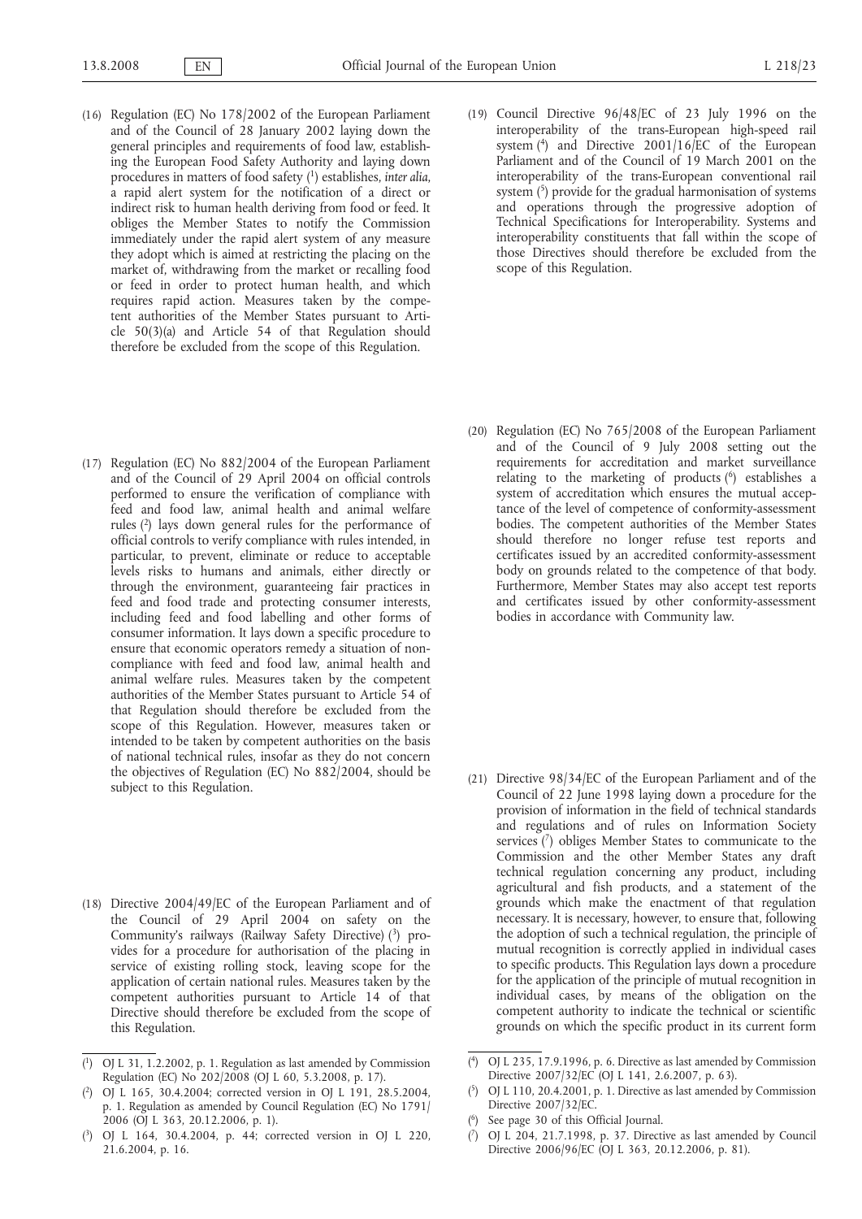(16) Regulation (EC) No 178/2002 of the European Parliament and of the Council of 28 January 2002 laying down the general principles and requirements of food law, establishing the European Food Safety Authority and laying down procedures in matters of food safety [1] establishes, *inter alia*, a rapid alert system for the notification of a direct or indirect risk to human health deriving from food or feed. It obliges the Member States to notify the Commission immediately under the rapid alert system of any measure they adopt which is aimed at restricting the placing on the market of, withdrawing from the market or recalling food or feed in order to protect human health, and which requires rapid action. Measures taken by the competent authorities of the Member States pursuant to Article 50(3)(a) and Article 54 of that Regulation should therefore be excluded from the scope of this Regulation.

(17) Regulation (EC) No 882/2004 of the European Parliament and of the Council of 29 April 2004 on official controls performed to ensure the verification of compliance with feed and food law, animal health and animal welfare rules [2] lays down general rules for the performance of official controls to verify compliance with rules intended, in particular, to prevent, eliminate or reduce to acceptable levels risks to humans and animals, either directly or through the environment, guaranteeing fair practices in feed and food trade and protecting consumer interests, including feed and food labelling and other forms of consumer information. It lays down a specific procedure to ensure that economic operators remedy a situation of non-compliance with feed and food law, animal health and animal welfare rules. Measures taken by the competent authorities of the Member States pursuant to Article 54 of that Regulation should therefore be excluded from the scope of this Regulation. However, measures taken or intended to be taken by competent authorities on the basis of national technical rules, insofar as they do not concern the objectives of Regulation (EC) No 882/2004, should be subject to this Regulation.

(18) Directive 2004/49/EC of the European Parliament and of the Council of 29 April 2004 on safety on the Community's railways (Railway Safety Directive) [3] provides for a procedure for authorisation of the placing in service of existing rolling stock, leaving scope for the application of certain national rules. Measures taken by the competent authorities pursuant to Article 14 of that Directive should therefore be excluded from the scope of this Regulation.

(19) Council Directive 96/48/EC of 23 July 1996 on the interoperability of the trans-European high-speed rail system [4] and Directive 2001/16/EC of the European Parliament and of the Council of 19 March 2001 on the interoperability of the trans-European conventional rail system [5] provide for the gradual harmonisation of systems and operations through the progressive adoption of Technical Specifications for Interoperability. Systems and interoperability constituents that fall within the scope of those Directives should therefore be excluded from the scope of this Regulation.

(20) Regulation (EC) No 765/2008 of the European Parliament and of the Council of 9 July 2008 setting out the requirements for accreditation and market surveillance relating to the marketing of products [6] establishes a system of accreditation which ensures the mutual acceptance of the level of competence of conformity-assessment bodies. The competent authorities of the Member States should therefore no longer refuse test reports and certificates issued by an accredited conformity-assessment body on grounds related to the competence of that body. Furthermore, Member States may also accept test reports and certificates issued by other conformity-assessment bodies in accordance with Community law.

(21) Directive 98/34/EC of the European Parliament and of the Council of 22 June 1998 laying down a procedure for the provision of information in the field of technical standards and regulations and of rules on Information Society services [7] obliges Member States to communicate to the Commission and the other Member States any draft technical regulation concerning any product, including agricultural and fish products, and a statement of the grounds which make the enactment of that regulation necessary. It is necessary, however, to ensure that, following the adoption of such a technical regulation, the principle of mutual recognition is correctly applied in individual cases to specific products. This Regulation lays down a procedure for the application of the principle of mutual recognition in individual cases, by means of the obligation on the competent authority to indicate the technical or scientific grounds on which the specific product in its current form

---

[1] OJ L 31, 1.2.2002, p. 1. Regulation as last amended by Commission Regulation (EC) No 202/2008 (OJ L 60, 5.3.2008, p. 17).

[2] OJ L 165, 30.4.2004; corrected version in OJ L 191, 28.5.2004, p. 1. Regulation as amended by Council Regulation (EC) No 1791/2006 (OJ L 363, 20.12.2006, p. 1).

[3] OJ L 164, 30.4.2004, p. 44; corrected version in OJ L 220, 21.6.2004, p. 16.

[4] OJ L 235, 17.9.1996, p. 6. Directive as last amended by Commission Directive 2007/32/EC (OJ L 141, 2.6.2007, p. 63).

[5] OJ L 110, 20.4.2001, p. 1. Directive as last amended by Commission Directive 2007/32/EC.

[6] See page 30 of this Official Journal.

[7] OJ L 204, 21.7.1998, p. 37. Directive as last amended by Council Directive 2006/96/EC (OJ L 363, 20.12.2006, p. 81).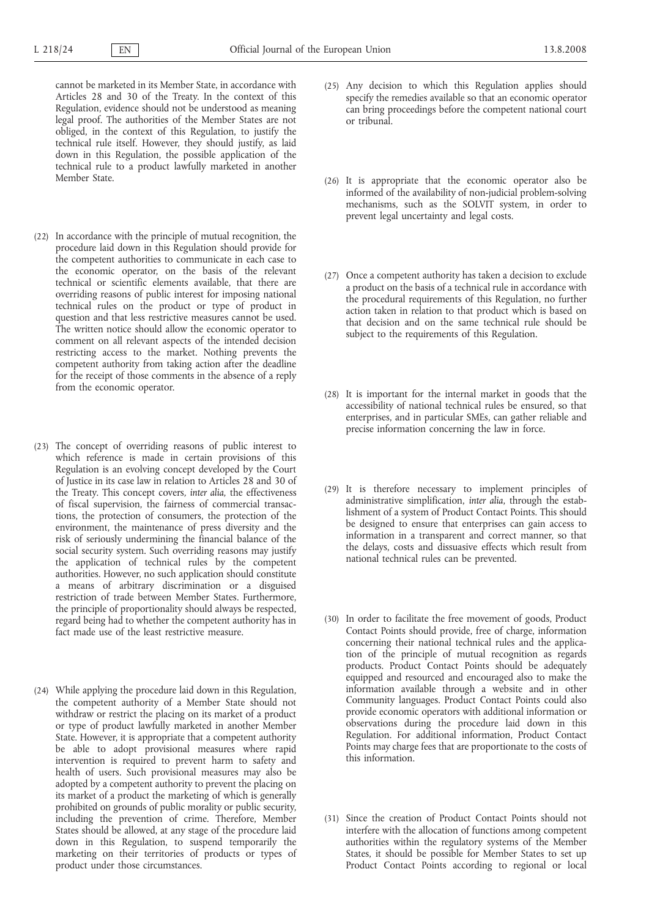cannot be marketed in its Member State, in accordance with Articles 28 and 30 of the Treaty. In the context of this Regulation, evidence should not be understood as meaning legal proof. The authorities of the Member States are not obliged, in the context of this Regulation, to justify the technical rule itself. However, they should justify, as laid down in this Regulation, the possible application of the technical rule to a product lawfully marketed in another Member State.

(22) In accordance with the principle of mutual recognition, the procedure laid down in this Regulation should provide for the competent authorities to communicate in each case to the economic operator, on the basis of the relevant technical or scientific elements available, that there are overriding reasons of public interest for imposing national technical rules on the product or type of product in question and that less restrictive measures cannot be used. The written notice should allow the economic operator to comment on all relevant aspects of the intended decision restricting access to the market. Nothing prevents the competent authority from taking action after the deadline for the receipt of those comments in the absence of a reply from the economic operator.

(23) The concept of overriding reasons of public interest to which reference is made in certain provisions of this Regulation is an evolving concept developed by the Court of Justice in its case law in relation to Articles 28 and 30 of the Treaty. This concept covers, *inter alia*, the effectiveness of fiscal supervision, the fairness of commercial transactions, the protection of consumers, the protection of the environment, the maintenance of press diversity and the risk of seriously undermining the financial balance of the social security system. Such overriding reasons may justify the application of technical rules by the competent authorities. However, no such application should constitute a means of arbitrary discrimination or a disguised restriction of trade between Member States. Furthermore, the principle of proportionality should always be respected, regard being had to whether the competent authority has in fact made use of the least restrictive measure.

(24) While applying the procedure laid down in this Regulation, the competent authority of a Member State should not withdraw or restrict the placing on its market of a product or type of product lawfully marketed in another Member State. However, it is appropriate that a competent authority be able to adopt provisional measures where rapid intervention is required to prevent harm to safety and health of users. Such provisional measures may also be adopted by a competent authority to prevent the placing on its market of a product the marketing of which is generally prohibited on grounds of public morality or public security, including the prevention of crime. Therefore, Member States should be allowed, at any stage of the procedure laid down in this Regulation, to suspend temporarily the marketing on their territories of products or types of product under those circumstances.

(25) Any decision to which this Regulation applies should specify the remedies available so that an economic operator can bring proceedings before the competent national court or tribunal.

(26) It is appropriate that the economic operator also be informed of the availability of non-judicial problem-solving mechanisms, such as the SOLVIT system, in order to prevent legal uncertainty and legal costs.

(27) Once a competent authority has taken a decision to exclude a product on the basis of a technical rule in accordance with the procedural requirements of this Regulation, no further action taken in relation to that product which is based on that decision and on the same technical rule should be subject to the requirements of this Regulation.

(28) It is important for the internal market in goods that the accessibility of national technical rules be ensured, so that enterprises, and in particular SMEs, can gather reliable and precise information concerning the law in force.

(29) It is therefore necessary to implement principles of administrative simplification, *inter alia*, through the establishment of a system of Product Contact Points. This should be designed to ensure that enterprises can gain access to information in a transparent and correct manner, so that the delays, costs and dissuasive effects which result from national technical rules can be prevented.

(30) In order to facilitate the free movement of goods, Product Contact Points should provide, free of charge, information concerning their national technical rules and the application of the principle of mutual recognition as regards products. Product Contact Points should be adequately equipped and resourced and encouraged also to make the information available through a website and in other Community languages. Product Contact Points could also provide economic operators with additional information or observations during the procedure laid down in this Regulation. For additional information, Product Contact Points may charge fees that are proportionate to the costs of this information.

(31) Since the creation of Product Contact Points should not interfere with the allocation of functions among competent authorities within the regulatory systems of the Member States, it should be possible for Member States to set up Product Contact Points according to regional or local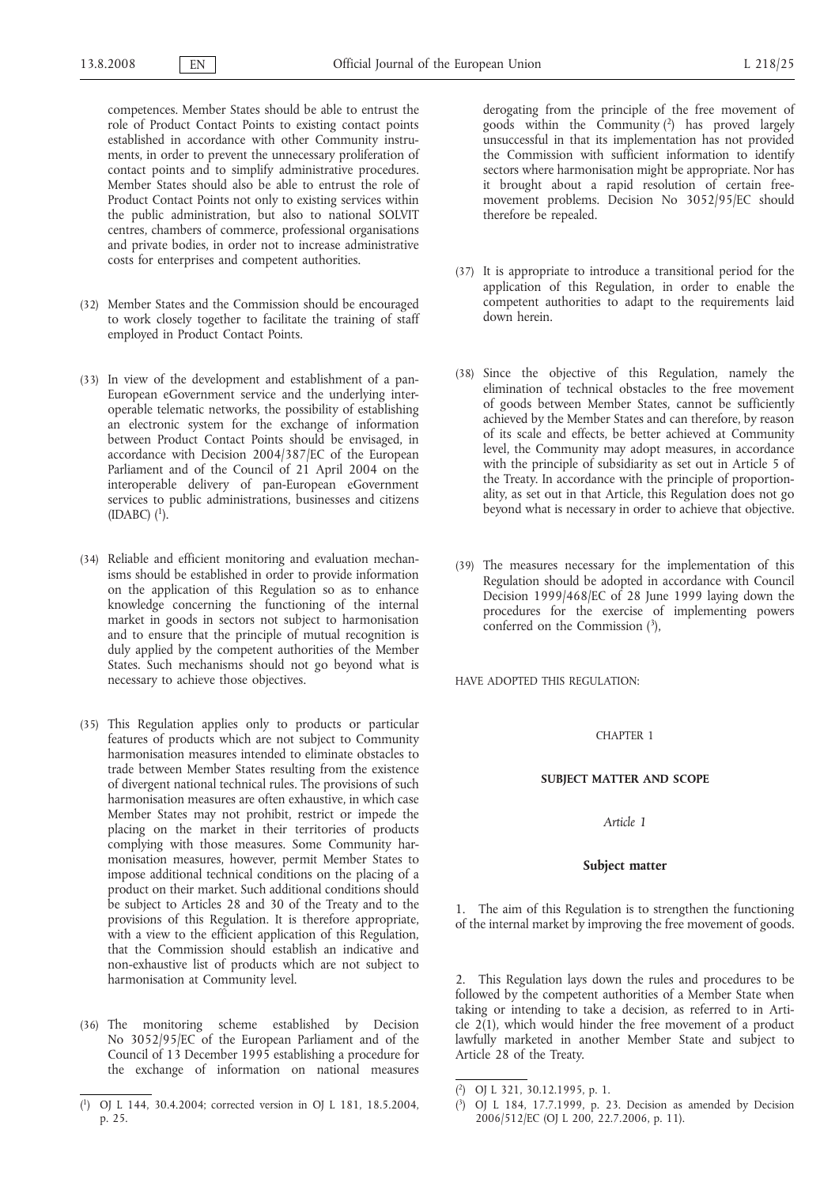competences. Member States should be able to entrust the role of Product Contact Points to existing contact points established in accordance with other Community instruments, in order to prevent the unnecessary proliferation of contact points and to simplify administrative procedures. Member States should also be able to entrust the role of Product Contact Points not only to existing services within the public administration, but also to national SOLVIT centres, chambers of commerce, professional organisations and private bodies, in order not to increase administrative costs for enterprises and competent authorities.

(32) Member States and the Commission should be encouraged to work closely together to facilitate the training of staff employed in Product Contact Points.

(33) In view of the development and establishment of a pan-European eGovernment service and the underlying interoperable telematic networks, the possibility of establishing an electronic system for the exchange of information between Product Contact Points should be envisaged, in accordance with Decision 2004/387/EC of the European Parliament and of the Council of 21 April 2004 on the interoperable delivery of pan-European eGovernment services to public administrations, businesses and citizens (IDABC) ([1]).

(34) Reliable and efficient monitoring and evaluation mechanisms should be established in order to provide information on the application of this Regulation so as to enhance knowledge concerning the functioning of the internal market in goods in sectors not subject to harmonisation and to ensure that the principle of mutual recognition is duly applied by the competent authorities of the Member States. Such mechanisms should not go beyond what is necessary to achieve those objectives.

(35) This Regulation applies only to products or particular features of products which are not subject to Community harmonisation measures intended to eliminate obstacles to trade between Member States resulting from the existence of divergent national technical rules. The provisions of such harmonisation measures are often exhaustive, in which case Member States may not prohibit, restrict or impede the placing on the market in their territories of products complying with those measures. Some Community harmonisation measures, however, permit Member States to impose additional technical conditions on the placing of a product on their market. Such additional conditions should be subject to Articles 28 and 30 of the Treaty and to the provisions of this Regulation. It is therefore appropriate, with a view to the efficient application of this Regulation, that the Commission should establish an indicative and non-exhaustive list of products which are not subject to harmonisation at Community level.

(36) The monitoring scheme established by Decision No 3052/95/EC of the European Parliament and of the Council of 13 December 1995 establishing a procedure for the exchange of information on national measures derogating from the principle of the free movement of goods within the Community ([2]) has proved largely unsuccessful in that its implementation has not provided the Commission with sufficient information to identify sectors where harmonisation might be appropriate. Nor has it brought about a rapid resolution of certain free-movement problems. Decision No 3052/95/EC should therefore be repealed.

(37) It is appropriate to introduce a transitional period for the application of this Regulation, in order to enable the competent authorities to adapt to the requirements laid down herein.

(38) Since the objective of this Regulation, namely the elimination of technical obstacles to the free movement of goods between Member States, cannot be sufficiently achieved by the Member States and can therefore, by reason of its scale and effects, be better achieved at Community level, the Community may adopt measures, in accordance with the principle of subsidiarity as set out in Article 5 of the Treaty. In accordance with the principle of proportionality, as set out in that Article, this Regulation does not go beyond what is necessary in order to achieve that objective.

(39) The measures necessary for the implementation of this Regulation should be adopted in accordance with Council Decision 1999/468/EC of 28 June 1999 laying down the procedures for the exercise of implementing powers conferred on the Commission ([3]),

HAVE ADOPTED THIS REGULATION:

CHAPTER 1

**SUBJECT MATTER AND SCOPE**

*Article 1*

**Subject matter**

1. The aim of this Regulation is to strengthen the functioning of the internal market by improving the free movement of goods.

2. This Regulation lays down the rules and procedures to be followed by the competent authorities of a Member State when taking or intending to take a decision, as referred to in Article 2(1), which would hinder the free movement of a product lawfully marketed in another Member State and subject to Article 28 of the Treaty.

---

([1]) OJ L 144, 30.4.2004; corrected version in OJ L 181, 18.5.2004, p. 25.

([2]) OJ L 321, 30.12.1995, p. 1.

([3]) OJ L 184, 17.7.1999, p. 23. Decision as amended by Decision 2006/512/EC (OJ L 200, 22.7.2006, p. 11).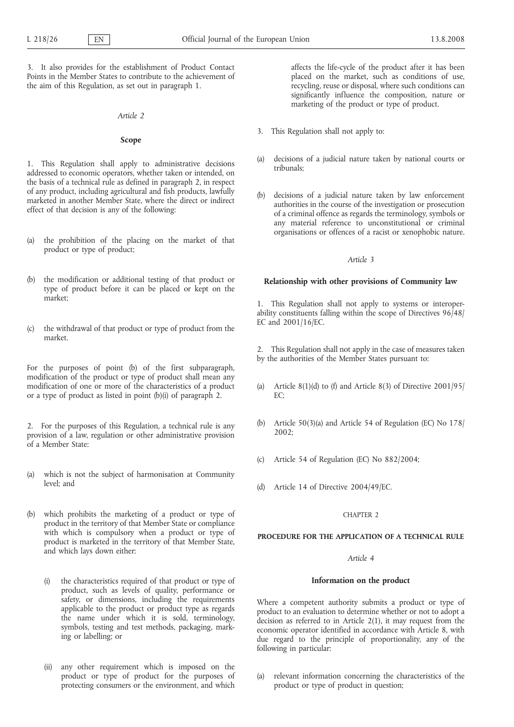3. It also provides for the establishment of Product Contact Points in the Member States to contribute to the achievement of the aim of this Regulation, as set out in paragraph 1.

*Article 2*

**Scope**

1. This Regulation shall apply to administrative decisions addressed to economic operators, whether taken or intended, on the basis of a technical rule as defined in paragraph 2, in respect of any product, including agricultural and fish products, lawfully marketed in another Member State, where the direct or indirect effect of that decision is any of the following:

(a) the prohibition of the placing on the market of that product or type of product;

(b) the modification or additional testing of that product or type of product before it can be placed or kept on the market;

(c) the withdrawal of that product or type of product from the market.

For the purposes of point (b) of the first subparagraph, modification of the product or type of product shall mean any modification of one or more of the characteristics of a product or a type of product as listed in point (b)(i) of paragraph 2.

2. For the purposes of this Regulation, a technical rule is any provision of a law, regulation or other administrative provision of a Member State:

(a) which is not the subject of harmonisation at Community level; and

(b) which prohibits the marketing of a product or type of product in the territory of that Member State or compliance with which is compulsory when a product or type of product is marketed in the territory of that Member State, and which lays down either:

   (i) the characteristics required of that product or type of product, such as levels of quality, performance or safety, or dimensions, including the requirements applicable to the product or product type as regards the name under which it is sold, terminology, symbols, testing and test methods, packaging, marking or labelling; or

   (ii) any other requirement which is imposed on the product or type of product for the purposes of protecting consumers or the environment, and which affects the life-cycle of the product after it has been placed on the market, such as conditions of use, recycling, reuse or disposal, where such conditions can significantly influence the composition, nature or marketing of the product or type of product.

3. This Regulation shall not apply to:

(a) decisions of a judicial nature taken by national courts or tribunals;

(b) decisions of a judicial nature taken by law enforcement authorities in the course of the investigation or prosecution of a criminal offence as regards the terminology, symbols or any material reference to unconstitutional or criminal organisations or offences of a racist or xenophobic nature.

*Article 3*

**Relationship with other provisions of Community law**

1. This Regulation shall not apply to systems or interoperability constituents falling within the scope of Directives 96/48/EC and 2001/16/EC.

2. This Regulation shall not apply in the case of measures taken by the authorities of the Member States pursuant to:

(a) Article 8(1)(d) to (f) and Article 8(3) of Directive 2001/95/EC;

(b) Article 50(3)(a) and Article 54 of Regulation (EC) No 178/2002;

(c) Article 54 of Regulation (EC) No 882/2004;

(d) Article 14 of Directive 2004/49/EC.

CHAPTER 2

**PROCEDURE FOR THE APPLICATION OF A TECHNICAL RULE**

*Article 4*

**Information on the product**

Where a competent authority submits a product or type of product to an evaluation to determine whether or not to adopt a decision as referred to in Article 2(1), it may request from the economic operator identified in accordance with Article 8, with due regard to the principle of proportionality, any of the following in particular:

(a) relevant information concerning the characteristics of the product or type of product in question;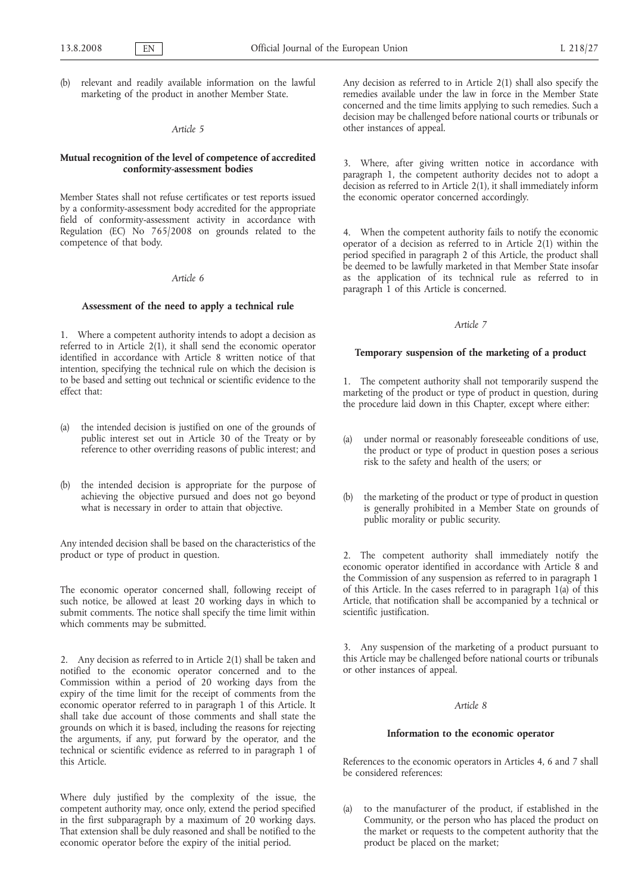(b) relevant and readily available information on the lawful marketing of the product in another Member State.

*Article 5*

**Mutual recognition of the level of competence of accredited conformity-assessment bodies**

Member States shall not refuse certificates or test reports issued by a conformity-assessment body accredited for the appropriate field of conformity-assessment activity in accordance with Regulation (EC) No 765/2008 on grounds related to the competence of that body.

*Article 6*

**Assessment of the need to apply a technical rule**

1. Where a competent authority intends to adopt a decision as referred to in Article 2(1), it shall send the economic operator identified in accordance with Article 8 written notice of that intention, specifying the technical rule on which the decision is to be based and setting out technical or scientific evidence to the effect that:

(a) the intended decision is justified on one of the grounds of public interest set out in Article 30 of the Treaty or by reference to other overriding reasons of public interest; and

(b) the intended decision is appropriate for the purpose of achieving the objective pursued and does not go beyond what is necessary in order to attain that objective.

Any intended decision shall be based on the characteristics of the product or type of product in question.

The economic operator concerned shall, following receipt of such notice, be allowed at least 20 working days in which to submit comments. The notice shall specify the time limit within which comments may be submitted.

2. Any decision as referred to in Article 2(1) shall be taken and notified to the economic operator concerned and to the Commission within a period of 20 working days from the expiry of the time limit for the receipt of comments from the economic operator referred to in paragraph 1 of this Article. It shall take due account of those comments and shall state the grounds on which it is based, including the reasons for rejecting the arguments, if any, put forward by the operator, and the technical or scientific evidence as referred to in paragraph 1 of this Article.

Where duly justified by the complexity of the issue, the competent authority may, once only, extend the period specified in the first subparagraph by a maximum of 20 working days. That extension shall be duly reasoned and shall be notified to the economic operator before the expiry of the initial period.

Any decision as referred to in Article 2(1) shall also specify the remedies available under the law in force in the Member State concerned and the time limits applying to such remedies. Such a decision may be challenged before national courts or tribunals or other instances of appeal.

3. Where, after giving written notice in accordance with paragraph 1, the competent authority decides not to adopt a decision as referred to in Article 2(1), it shall immediately inform the economic operator concerned accordingly.

4. When the competent authority fails to notify the economic operator of a decision as referred to in Article 2(1) within the period specified in paragraph 2 of this Article, the product shall be deemed to be lawfully marketed in that Member State insofar as the application of its technical rule as referred to in paragraph 1 of this Article is concerned.

*Article 7*

**Temporary suspension of the marketing of a product**

1. The competent authority shall not temporarily suspend the marketing of the product or type of product in question, during the procedure laid down in this Chapter, except where either:

(a) under normal or reasonably foreseeable conditions of use, the product or type of product in question poses a serious risk to the safety and health of the users; or

(b) the marketing of the product or type of product in question is generally prohibited in a Member State on grounds of public morality or public security.

2. The competent authority shall immediately notify the economic operator identified in accordance with Article 8 and the Commission of any suspension as referred to in paragraph 1 of this Article. In the cases referred to in paragraph 1(a) of this Article, that notification shall be accompanied by a technical or scientific justification.

3. Any suspension of the marketing of a product pursuant to this Article may be challenged before national courts or tribunals or other instances of appeal.

*Article 8*

**Information to the economic operator**

References to the economic operators in Articles 4, 6 and 7 shall be considered references:

(a) to the manufacturer of the product, if established in the Community, or the person who has placed the product on the market or requests to the competent authority that the product be placed on the market;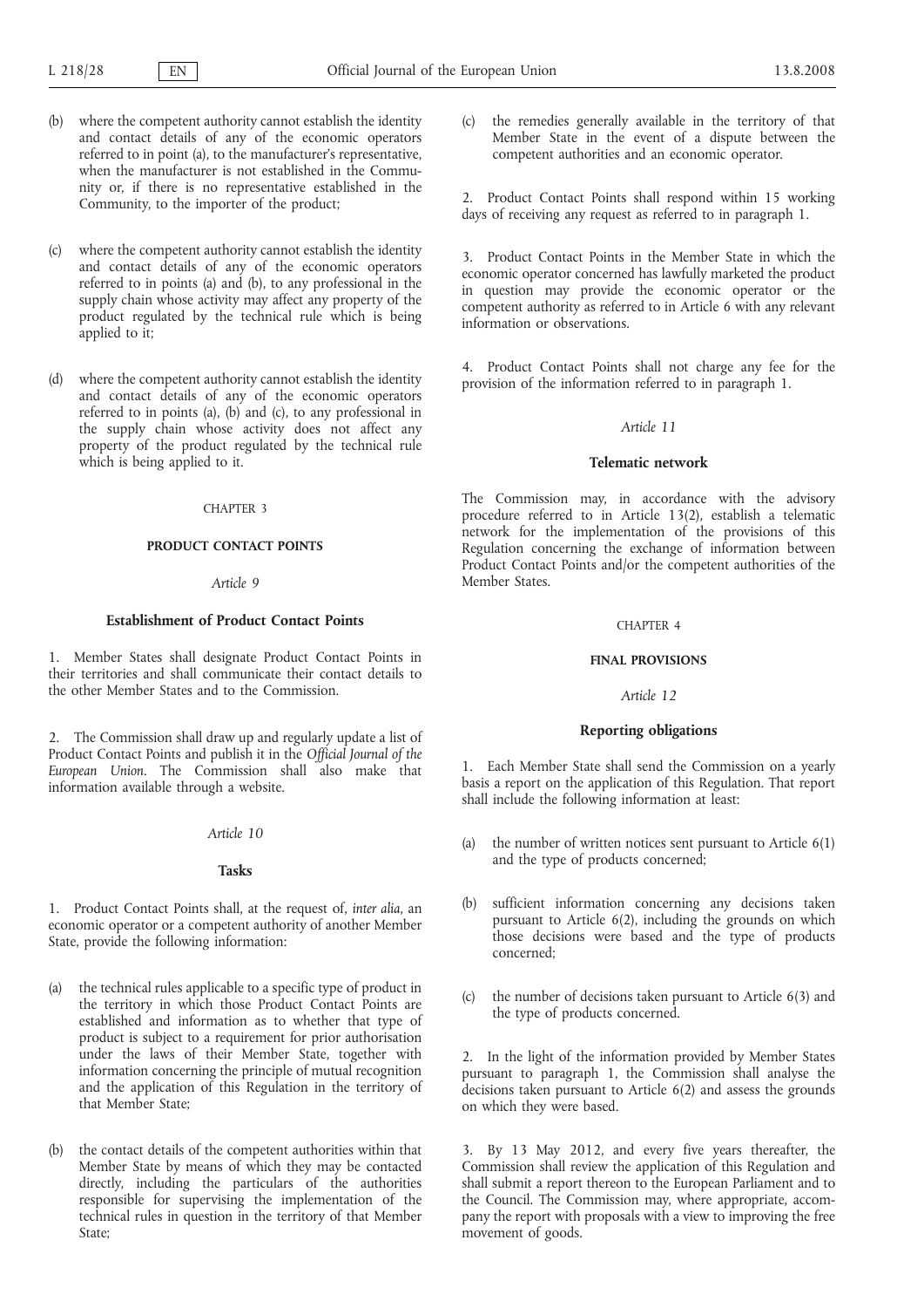(b) where the competent authority cannot establish the identity and contact details of any of the economic operators referred to in point (a), to the manufacturer's representative, when the manufacturer is not established in the Community or, if there is no representative established in the Community, to the importer of the product;

(c) where the competent authority cannot establish the identity and contact details of any of the economic operators referred to in points (a) and (b), to any professional in the supply chain whose activity may affect any property of the product regulated by the technical rule which is being applied to it;

(d) where the competent authority cannot establish the identity and contact details of any of the economic operators referred to in points (a), (b) and (c), to any professional in the supply chain whose activity does not affect any property of the product regulated by the technical rule which is being applied to it.

CHAPTER 3

**PRODUCT CONTACT POINTS**

*Article 9*

**Establishment of Product Contact Points**

1. Member States shall designate Product Contact Points in their territories and shall communicate their contact details to the other Member States and to the Commission.

2. The Commission shall draw up and regularly update a list of Product Contact Points and publish it in the *Official Journal of the European Union*. The Commission shall also make that information available through a website.

*Article 10*

**Tasks**

1. Product Contact Points shall, at the request of, *inter alia*, an economic operator or a competent authority of another Member State, provide the following information:

(a) the technical rules applicable to a specific type of product in the territory in which those Product Contact Points are established and information as to whether that type of product is subject to a requirement for prior authorisation under the laws of their Member State, together with information concerning the principle of mutual recognition and the application of this Regulation in the territory of that Member State;

(b) the contact details of the competent authorities within that Member State by means of which they may be contacted directly, including the particulars of the authorities responsible for supervising the implementation of the technical rules in question in the territory of that Member State;

(c) the remedies generally available in the territory of that Member State in the event of a dispute between the competent authorities and an economic operator.

2. Product Contact Points shall respond within 15 working days of receiving any request as referred to in paragraph 1.

3. Product Contact Points in the Member State in which the economic operator concerned has lawfully marketed the product in question may provide the economic operator or the competent authority as referred to in Article 6 with any relevant information or observations.

4. Product Contact Points shall not charge any fee for the provision of the information referred to in paragraph 1.

*Article 11*

**Telematic network**

The Commission may, in accordance with the advisory procedure referred to in Article 13(2), establish a telematic network for the implementation of the provisions of this Regulation concerning the exchange of information between Product Contact Points and/or the competent authorities of the Member States.

CHAPTER 4

**FINAL PROVISIONS**

*Article 12*

**Reporting obligations**

1. Each Member State shall send the Commission on a yearly basis a report on the application of this Regulation. That report shall include the following information at least:

(a) the number of written notices sent pursuant to Article 6(1) and the type of products concerned;

(b) sufficient information concerning any decisions taken pursuant to Article 6(2), including the grounds on which those decisions were based and the type of products concerned;

(c) the number of decisions taken pursuant to Article 6(3) and the type of products concerned.

2. In the light of the information provided by Member States pursuant to paragraph 1, the Commission shall analyse the decisions taken pursuant to Article 6(2) and assess the grounds on which they were based.

3. By 13 May 2012, and every five years thereafter, the Commission shall review the application of this Regulation and shall submit a report thereon to the European Parliament and to the Council. The Commission may, where appropriate, accompany the report with proposals with a view to improving the free movement of goods.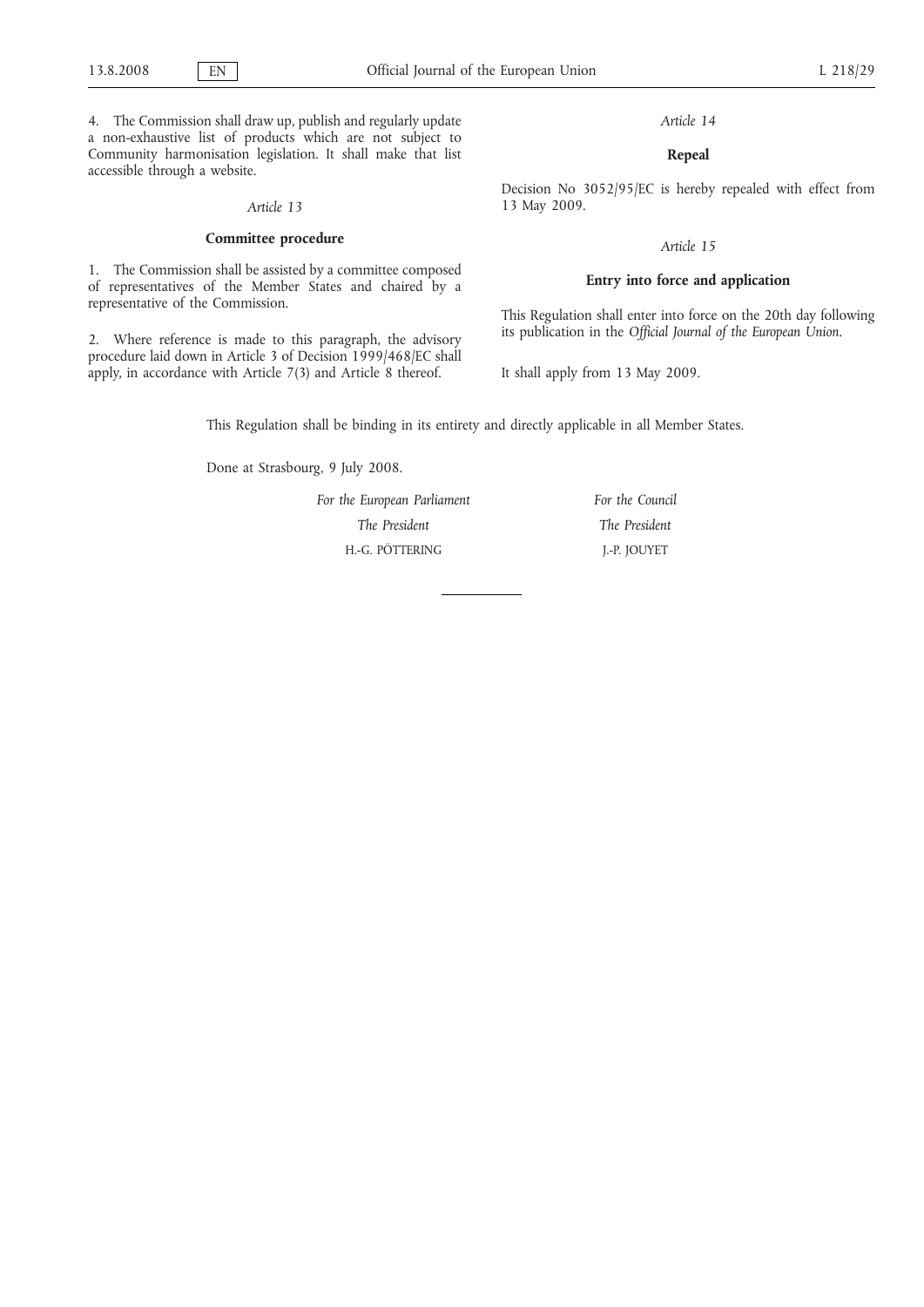4. The Commission shall draw up, publish and regularly update a non-exhaustive list of products which are not subject to Community harmonisation legislation. It shall make that list accessible through a website.

*Article 13*

**Committee procedure**

1. The Commission shall be assisted by a committee composed of representatives of the Member States and chaired by a representative of the Commission.

2. Where reference is made to this paragraph, the advisory procedure laid down in Article 3 of Decision 1999/468/EC shall apply, in accordance with Article 7(3) and Article 8 thereof.

*Article 14*

**Repeal**

Decision No 3052/95/EC is hereby repealed with effect from 13 May 2009.

*Article 15*

**Entry into force and application**

This Regulation shall enter into force on the 20th day following its publication in the *Official Journal of the European Union*.

It shall apply from 13 May 2009.

This Regulation shall be binding in its entirety and directly applicable in all Member States.

Done at Strasbourg, 9 July 2008.

| *For the European Parliament* | *For the Council* |
| --- | --- |
| *The President* | *The President* |
| H.-G. PÖTTERING | J.-P. JOUYET |